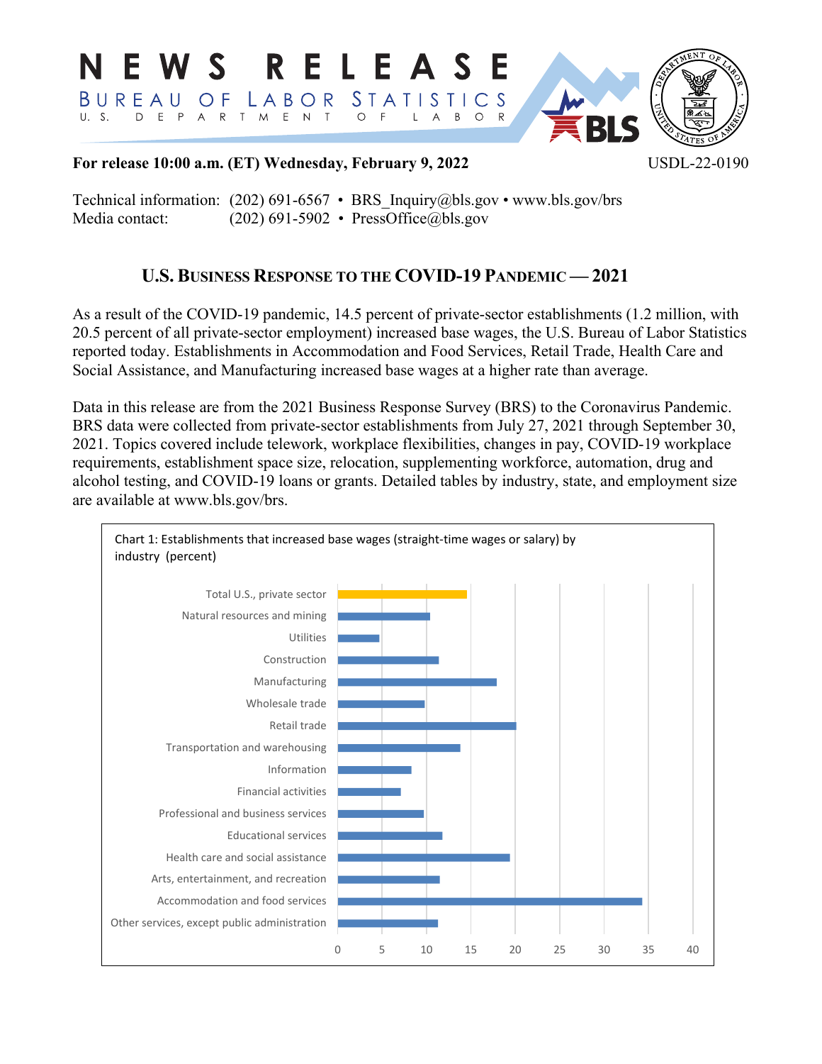# NEWS RELEASE

BUREAU OF LABOR STATISTICS
U. S. DEPARTMENT OF LABOR

**For release 10:00 a.m. (ET) Wednesday, February 9, 2022** USDL-22-0190

Technical information: (202) 691-6567 • BRS_Inquiry@bls.gov • www.bls.gov/brs
Media contact: (202) 691-5902 • PressOffice@bls.gov

## U.S. BUSINESS RESPONSE TO THE COVID-19 PANDEMIC — 2021

As a result of the COVID-19 pandemic, 14.5 percent of private-sector establishments (1.2 million, with 20.5 percent of all private-sector employment) increased base wages, the U.S. Bureau of Labor Statistics reported today. Establishments in Accommodation and Food Services, Retail Trade, Health Care and Social Assistance, and Manufacturing increased base wages at a higher rate than average.

Data in this release are from the 2021 Business Response Survey (BRS) to the Coronavirus Pandemic. BRS data were collected from private-sector establishments from July 27, 2021 through September 30, 2021. Topics covered include telework, workplace flexibilities, changes in pay, COVID-19 workplace requirements, establishment space size, relocation, supplementing workforce, automation, drug and alcohol testing, and COVID-19 loans or grants. Detailed tables by industry, state, and employment size are available at www.bls.gov/brs.

Chart 1: Establishments that increased base wages (straight-time wages or salary) by industry (percent)

| Industry | Percent (approx.) |
|---|---|
| Total U.S., private sector | 14.5 |
| Natural resources and mining | 10.4 |
| Utilities | 4.7 |
| Construction | 11.4 |
| Manufacturing | 17.9 |
| Wholesale trade | 9.8 |
| Retail trade | 20.1 |
| Transportation and warehousing | 13.8 |
| Information | 8.3 |
| Financial activities | 7.1 |
| Professional and business services | 9.7 |
| Educational services | 11.8 |
| Health care and social assistance | 19.4 |
| Arts, entertainment, and recreation | 11.5 |
| Accommodation and food services | 34.3 |
| Other services, except public administration | 11.3 |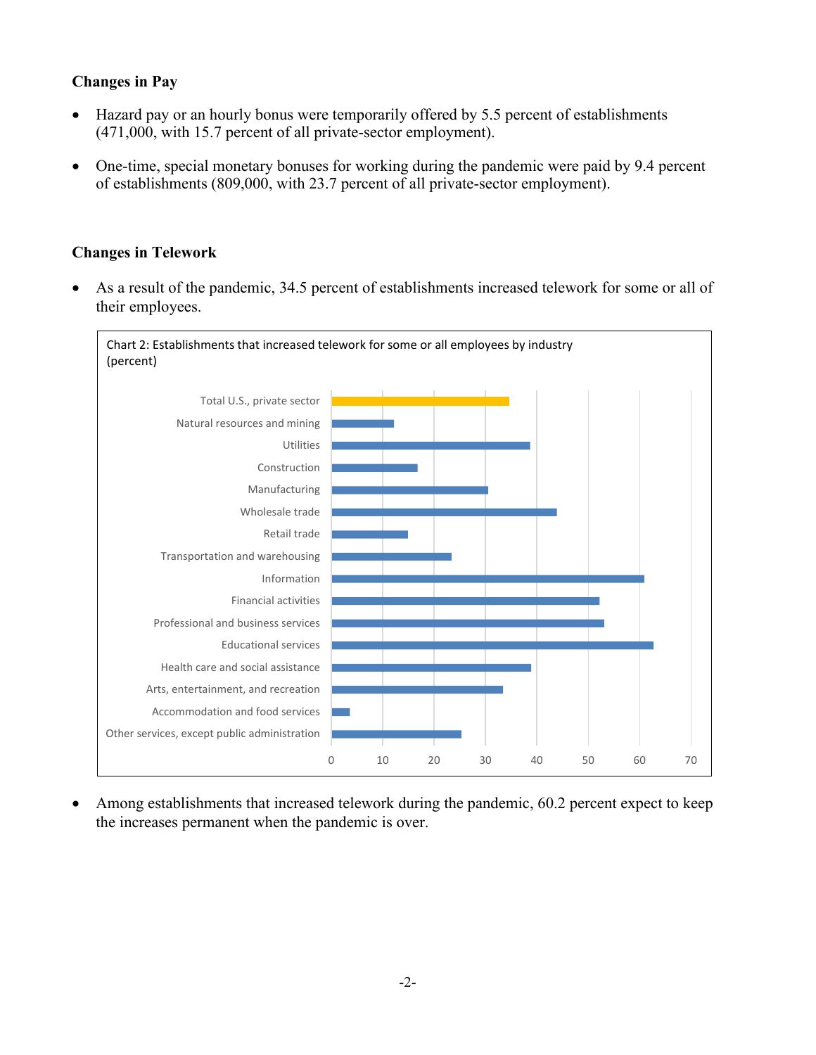**Changes in Pay**

- Hazard pay or an hourly bonus were temporarily offered by 5.5 percent of establishments (471,000, with 15.7 percent of all private-sector employment).
- One-time, special monetary bonuses for working during the pandemic were paid by 9.4 percent of establishments (809,000, with 23.7 percent of all private-sector employment).

**Changes in Telework**

- As a result of the pandemic, 34.5 percent of establishments increased telework for some or all of their employees.

Chart 2: Establishments that increased telework for some or all employees by industry (percent)

- Among establishments that increased telework during the pandemic, 60.2 percent expect to keep the increases permanent when the pandemic is over.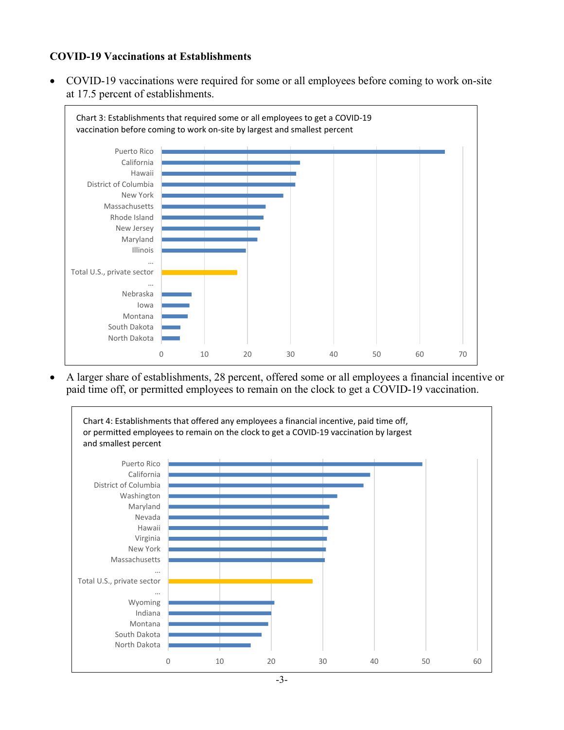### COVID-19 Vaccinations at Establishments

- COVID-19 vaccinations were required for some or all employees before coming to work on-site at 17.5 percent of establishments.

Chart 3: Establishments that required some or all employees to get a COVID-19 vaccination before coming to work on-site by largest and smallest percent

| State | Percent (approx.) |
|---|---|
| Puerto Rico | 65.8 |
| California | 32.1 |
| Hawaii | 31.2 |
| District of Columbia | 31.0 |
| New York | 28.2 |
| Massachusetts | 24.2 |
| Rhode Island | 23.7 |
| New Jersey | 22.9 |
| Maryland | 22.3 |
| Illinois | 19.6 |
| … | |
| Total U.S., private sector | 17.5 |
| … | |
| Nebraska | 7.0 |
| Iowa | 6.5 |
| Montana | 6.1 |
| South Dakota | 4.4 |
| North Dakota | 4.3 |

- A larger share of establishments, 28 percent, offered some or all employees a financial incentive or paid time off, or permitted employees to remain on the clock to get a COVID-19 vaccination.

Chart 4: Establishments that offered any employees a financial incentive, paid time off, or permitted employees to remain on the clock to get a COVID-19 vaccination by largest and smallest percent

| State | Percent (approx.) |
|---|---|
| Puerto Rico | 49.3 |
| California | 39.2 |
| District of Columbia | 37.9 |
| Washington | 32.8 |
| Maryland | 31.3 |
| Nevada | 31.2 |
| Hawaii | 31.0 |
| Virginia | 30.8 |
| New York | 30.6 |
| Massachusetts | 30.4 |
| … | |
| Total U.S., private sector | 28.0 |
| … | |
| Wyoming | 20.6 |
| Indiana | 20.0 |
| Montana | 19.4 |
| South Dakota | 18.1 |
| North Dakota | 16.0 |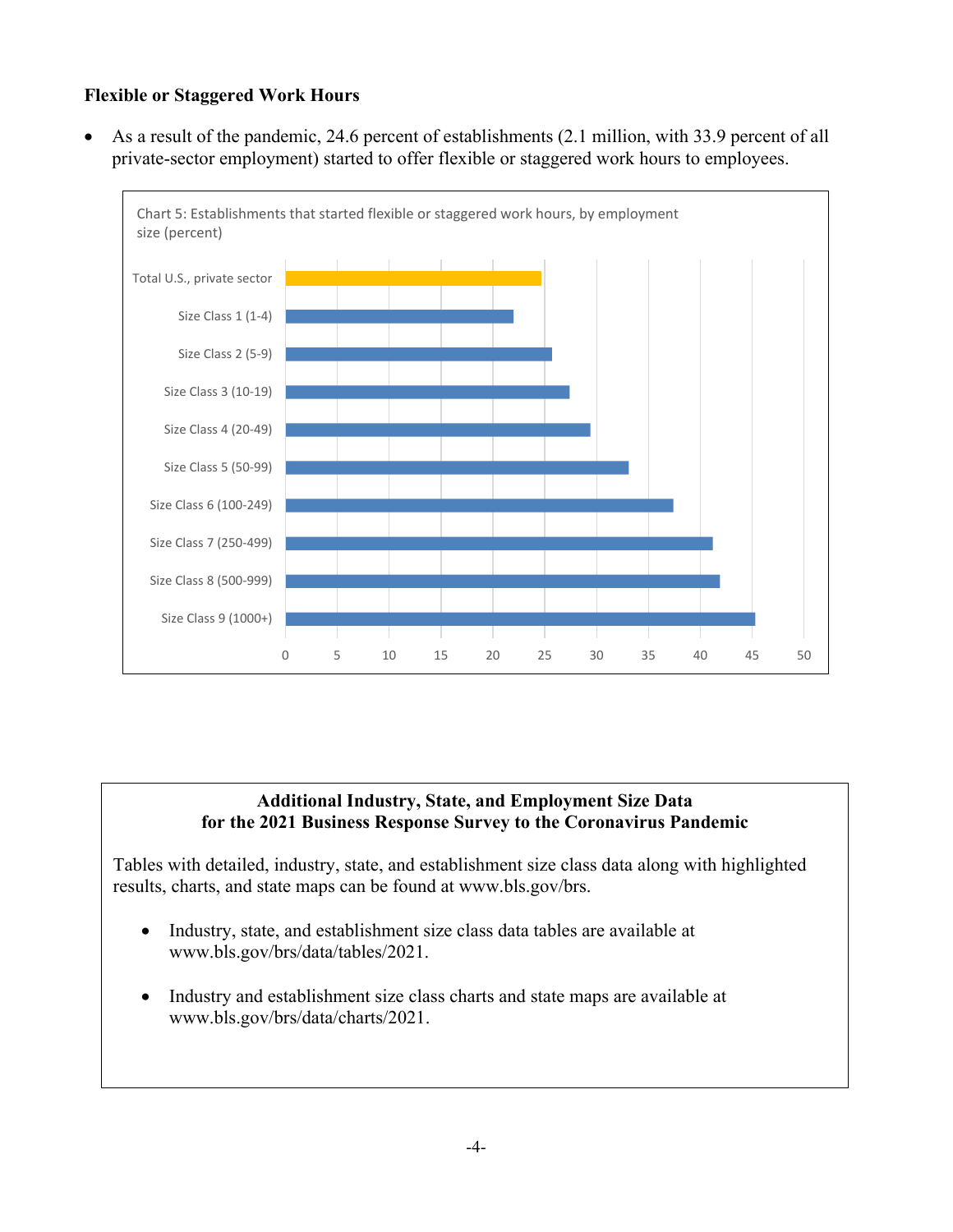### Flexible or Staggered Work Hours

- As a result of the pandemic, 24.6 percent of establishments (2.1 million, with 33.9 percent of all private-sector employment) started to offer flexible or staggered work hours to employees.

Chart 5: Establishments that started flexible or staggered work hours, by employment size (percent)

| Category |
|---|
| Total U.S., private sector |
| Size Class 1 (1-4) |
| Size Class 2 (5-9) |
| Size Class 3 (10-19) |
| Size Class 4 (20-49) |
| Size Class 5 (50-99) |
| Size Class 6 (100-249) |
| Size Class 7 (250-499) |
| Size Class 8 (500-999) |
| Size Class 9 (1000+) |

**Additional Industry, State, and Employment Size Data for the 2021 Business Response Survey to the Coronavirus Pandemic**

Tables with detailed, industry, state, and establishment size class data along with highlighted results, charts, and state maps can be found at www.bls.gov/brs.

- Industry, state, and establishment size class data tables are available at www.bls.gov/brs/data/tables/2021.
- Industry and establishment size class charts and state maps are available at www.bls.gov/brs/data/charts/2021.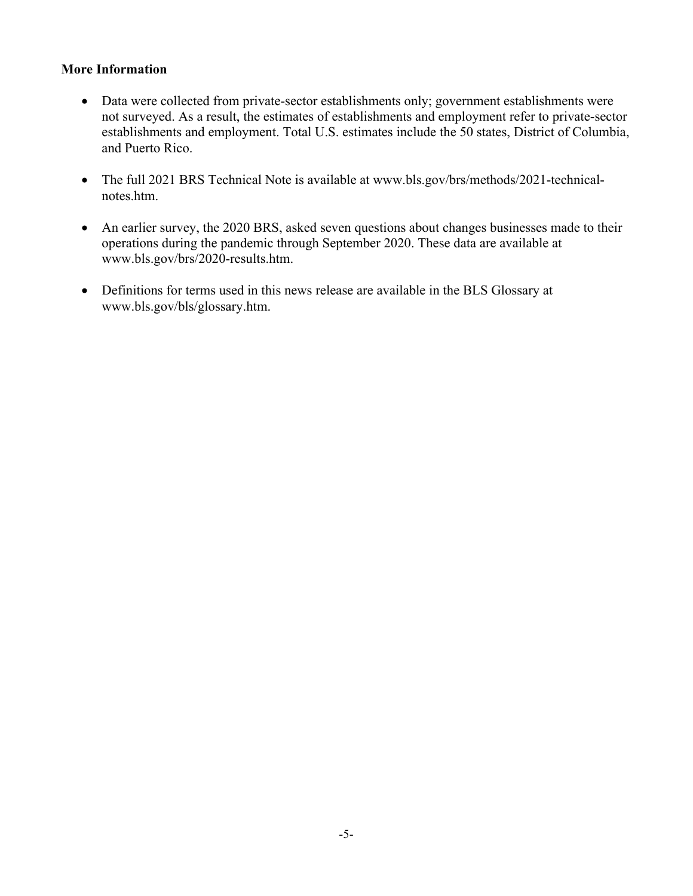**More Information**

- Data were collected from private-sector establishments only; government establishments were not surveyed. As a result, the estimates of establishments and employment refer to private-sector establishments and employment. Total U.S. estimates include the 50 states, District of Columbia, and Puerto Rico.

- The full 2021 BRS Technical Note is available at www.bls.gov/brs/methods/2021-technical-notes.htm.

- An earlier survey, the 2020 BRS, asked seven questions about changes businesses made to their operations during the pandemic through September 2020. These data are available at www.bls.gov/brs/2020-results.htm.

- Definitions for terms used in this news release are available in the BLS Glossary at www.bls.gov/bls/glossary.htm.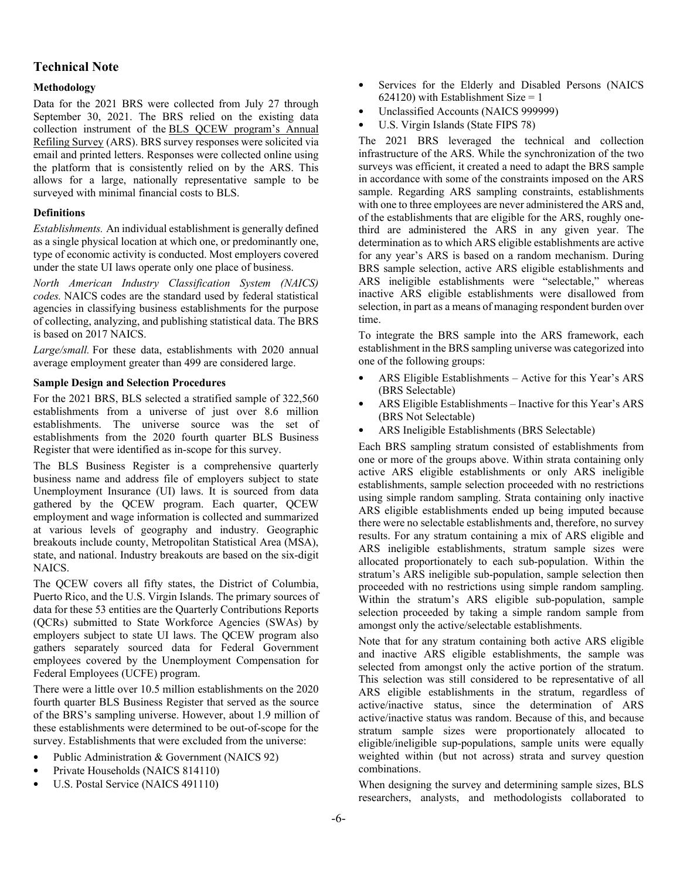## Technical Note

### Methodology

Data for the 2021 BRS were collected from July 27 through September 30, 2021. The BRS relied on the existing data collection instrument of the BLS QCEW program's Annual Refiling Survey (ARS). BRS survey responses were solicited via email and printed letters. Responses were collected online using the platform that is consistently relied on by the ARS. This allows for a large, nationally representative sample to be surveyed with minimal financial costs to BLS.

### Definitions

*Establishments.* An individual establishment is generally defined as a single physical location at which one, or predominantly one, type of economic activity is conducted. Most employers covered under the state UI laws operate only one place of business.

*North American Industry Classification System (NAICS) codes.* NAICS codes are the standard used by federal statistical agencies in classifying business establishments for the purpose of collecting, analyzing, and publishing statistical data. The BRS is based on 2017 NAICS.

*Large/small.* For these data, establishments with 2020 annual average employment greater than 499 are considered large.

### Sample Design and Selection Procedures

For the 2021 BRS, BLS selected a stratified sample of 322,560 establishments from a universe of just over 8.6 million establishments. The universe source was the set of establishments from the 2020 fourth quarter BLS Business Register that were identified as in-scope for this survey.

The BLS Business Register is a comprehensive quarterly business name and address file of employers subject to state Unemployment Insurance (UI) laws. It is sourced from data gathered by the QCEW program. Each quarter, QCEW employment and wage information is collected and summarized at various levels of geography and industry. Geographic breakouts include county, Metropolitan Statistical Area (MSA), state, and national. Industry breakouts are based on the six-digit NAICS.

The QCEW covers all fifty states, the District of Columbia, Puerto Rico, and the U.S. Virgin Islands. The primary sources of data for these 53 entities are the Quarterly Contributions Reports (QCRs) submitted to State Workforce Agencies (SWAs) by employers subject to state UI laws. The QCEW program also gathers separately sourced data for Federal Government employees covered by the Unemployment Compensation for Federal Employees (UCFE) program.

There were a little over 10.5 million establishments on the 2020 fourth quarter BLS Business Register that served as the source of the BRS's sampling universe. However, about 1.9 million of these establishments were determined to be out-of-scope for the survey. Establishments that were excluded from the universe:

- Public Administration & Government (NAICS 92)
- Private Households (NAICS 814110)
- U.S. Postal Service (NAICS 491110)
- Services for the Elderly and Disabled Persons (NAICS 624120) with Establishment Size = 1
- Unclassified Accounts (NAICS 999999)
- U.S. Virgin Islands (State FIPS 78)

The 2021 BRS leveraged the technical and collection infrastructure of the ARS. While the synchronization of the two surveys was efficient, it created a need to adapt the BRS sample in accordance with some of the constraints imposed on the ARS sample. Regarding ARS sampling constraints, establishments with one to three employees are never administered the ARS and, of the establishments that are eligible for the ARS, roughly one-third are administered the ARS in any given year. The determination as to which ARS eligible establishments are active for any year's ARS is based on a random mechanism. During BRS sample selection, active ARS eligible establishments and ARS ineligible establishments were "selectable," whereas inactive ARS eligible establishments were disallowed from selection, in part as a means of managing respondent burden over time.

To integrate the BRS sample into the ARS framework, each establishment in the BRS sampling universe was categorized into one of the following groups:

- ARS Eligible Establishments – Active for this Year's ARS (BRS Selectable)
- ARS Eligible Establishments – Inactive for this Year's ARS (BRS Not Selectable)
- ARS Ineligible Establishments (BRS Selectable)

Each BRS sampling stratum consisted of establishments from one or more of the groups above. Within strata containing only active ARS eligible establishments or only ARS ineligible establishments, sample selection proceeded with no restrictions using simple random sampling. Strata containing only inactive ARS eligible establishments ended up being imputed because there were no selectable establishments and, therefore, no survey results. For any stratum containing a mix of ARS eligible and ARS ineligible establishments, stratum sample sizes were allocated proportionately to each sub-population. Within the stratum's ARS ineligible sub-population, sample selection then proceeded with no restrictions using simple random sampling. Within the stratum's ARS eligible sub-population, sample selection proceeded by taking a simple random sample from amongst only the active/selectable establishments.

Note that for any stratum containing both active ARS eligible and inactive ARS eligible establishments, the sample was selected from amongst only the active portion of the stratum. This selection was still considered to be representative of all ARS eligible establishments in the stratum, regardless of active/inactive status, since the determination of ARS active/inactive status was random. Because of this, and because stratum sample sizes were proportionately allocated to eligible/ineligible sup-populations, sample units were equally weighted within (but not across) strata and survey question combinations.

When designing the survey and determining sample sizes, BLS researchers, analysts, and methodologists collaborated to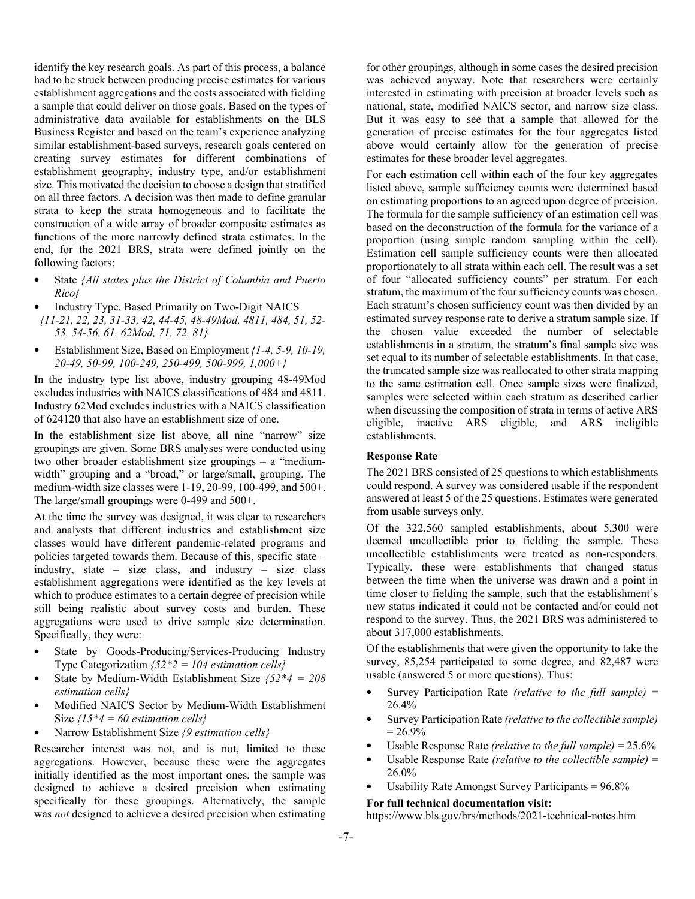identify the key research goals. As part of this process, a balance had to be struck between producing precise estimates for various establishment aggregations and the costs associated with fielding a sample that could deliver on those goals. Based on the types of administrative data available for establishments on the BLS Business Register and based on the team's experience analyzing similar establishment-based surveys, research goals centered on creating survey estimates for different combinations of establishment geography, industry type, and/or establishment size. This motivated the decision to choose a design that stratified on all three factors. A decision was then made to define granular strata to keep the strata homogeneous and to facilitate the construction of a wide array of broader composite estimates as functions of the more narrowly defined strata estimates. In the end, for the 2021 BRS, strata were defined jointly on the following factors:

- State *{All states plus the District of Columbia and Puerto Rico}*
- Industry Type, Based Primarily on Two-Digit NAICS *{11-21, 22, 23, 31-33, 42, 44-45, 48-49Mod, 4811, 484, 51, 52-53, 54-56, 61, 62Mod, 71, 72, 81}*
- Establishment Size, Based on Employment *{1-4, 5-9, 10-19, 20-49, 50-99, 100-249, 250-499, 500-999, 1,000+}*

In the industry type list above, industry grouping 48-49Mod excludes industries with NAICS classifications of 484 and 4811. Industry 62Mod excludes industries with a NAICS classification of 624120 that also have an establishment size of one.

In the establishment size list above, all nine "narrow" size groupings are given. Some BRS analyses were conducted using two other broader establishment size groupings – a "medium-width" grouping and a "broad," or large/small, grouping. The medium-width size classes were 1-19, 20-99, 100-499, and 500+. The large/small groupings were 0-499 and 500+.

At the time the survey was designed, it was clear to researchers and analysts that different industries and establishment size classes would have different pandemic-related programs and policies targeted towards them. Because of this, specific state – industry, state – size class, and industry – size class establishment aggregations were identified as the key levels at which to produce estimates to a certain degree of precision while still being realistic about survey costs and burden. These aggregations were used to drive sample size determination. Specifically, they were:

- State by Goods-Producing/Services-Producing Industry Type Categorization *{52*2 = 104 estimation cells}*
- State by Medium-Width Establishment Size *{52*4 = 208 estimation cells}*
- Modified NAICS Sector by Medium-Width Establishment Size *{15*4 = 60 estimation cells}*
- Narrow Establishment Size *{9 estimation cells}*

Researcher interest was not, and is not, limited to these aggregations. However, because these were the aggregates initially identified as the most important ones, the sample was designed to achieve a desired precision when estimating specifically for these groupings. Alternatively, the sample was *not* designed to achieve a desired precision when estimating for other groupings, although in some cases the desired precision was achieved anyway. Note that researchers were certainly interested in estimating with precision at broader levels such as national, state, modified NAICS sector, and narrow size class. But it was easy to see that a sample that allowed for the generation of precise estimates for the four aggregates listed above would certainly allow for the generation of precise estimates for these broader level aggregates.

For each estimation cell within each of the four key aggregates listed above, sample sufficiency counts were determined based on estimating proportions to an agreed upon degree of precision. The formula for the sample sufficiency of an estimation cell was based on the deconstruction of the formula for the variance of a proportion (using simple random sampling within the cell). Estimation cell sample sufficiency counts were then allocated proportionately to all strata within each cell. The result was a set of four "allocated sufficiency counts" per stratum. For each stratum, the maximum of the four sufficiency counts was chosen. Each stratum's chosen sufficiency count was then divided by an estimated survey response rate to derive a stratum sample size. If the chosen value exceeded the number of selectable establishments in a stratum, the stratum's final sample size was set equal to its number of selectable establishments. In that case, the truncated sample size was reallocated to other strata mapping to the same estimation cell. Once sample sizes were finalized, samples were selected within each stratum as described earlier when discussing the composition of strata in terms of active ARS eligible, inactive ARS eligible, and ARS ineligible establishments.

**Response Rate**

The 2021 BRS consisted of 25 questions to which establishments could respond. A survey was considered usable if the respondent answered at least 5 of the 25 questions. Estimates were generated from usable surveys only.

Of the 322,560 sampled establishments, about 5,300 were deemed uncollectible prior to fielding the sample. These uncollectible establishments were treated as non-responders. Typically, these were establishments that changed status between the time when the universe was drawn and a point in time closer to fielding the sample, such that the establishment's new status indicated it could not be contacted and/or could not respond to the survey. Thus, the 2021 BRS was administered to about 317,000 establishments.

Of the establishments that were given the opportunity to take the survey, 85,254 participated to some degree, and 82,487 were usable (answered 5 or more questions). Thus:

- Survey Participation Rate *(relative to the full sample)* = 26.4%
- Survey Participation Rate *(relative to the collectible sample)* = 26.9%
- Usable Response Rate *(relative to the full sample)* = 25.6%
- Usable Response Rate *(relative to the collectible sample)* = 26.0%
- Usability Rate Amongst Survey Participants = 96.8%

**For full technical documentation visit:**

https://www.bls.gov/brs/methods/2021-technical-notes.htm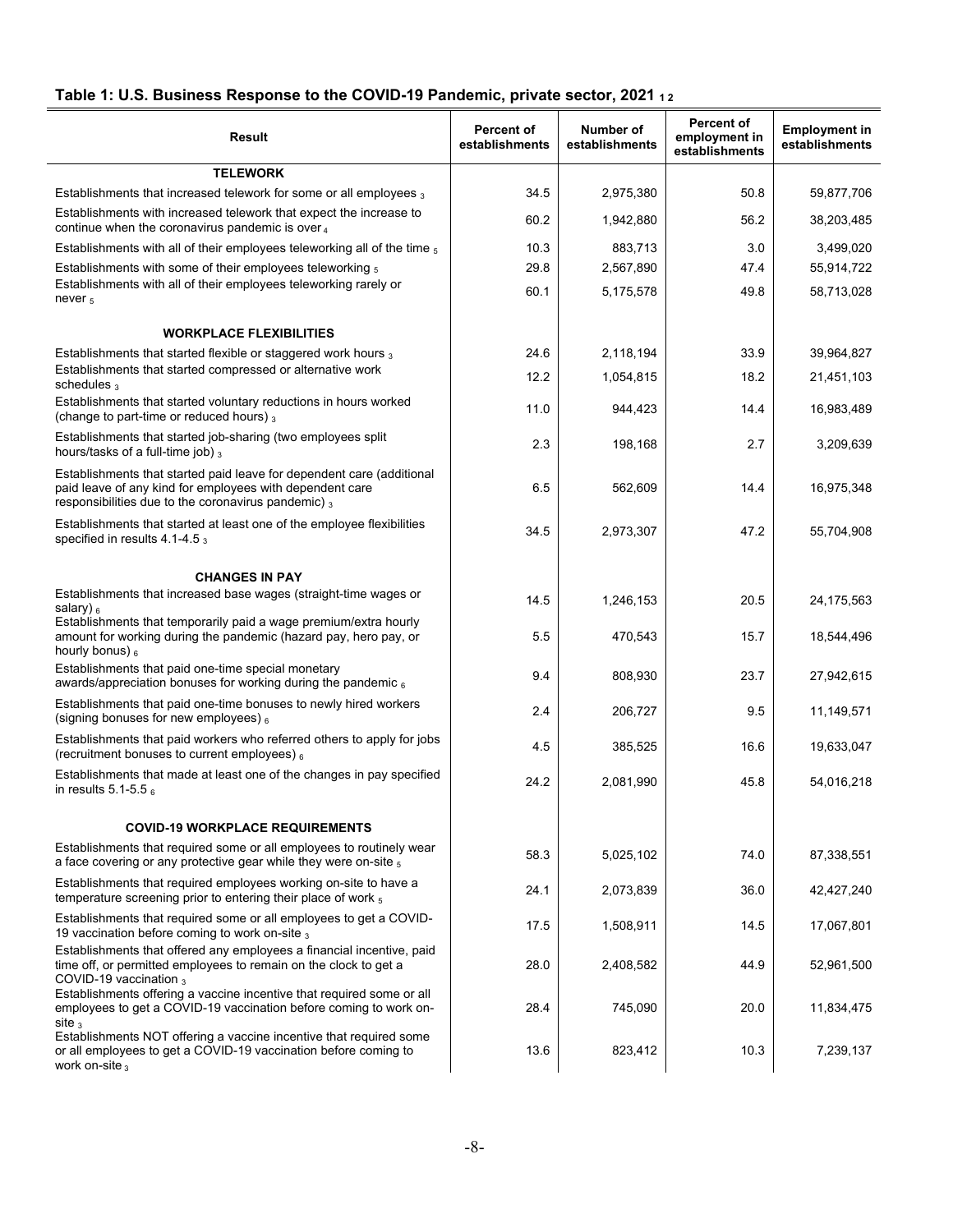## Table 1: U.S. Business Response to the COVID-19 Pandemic, private sector, 2021 [1 2]

| Result | Percent of establishments | Number of establishments | Percent of employment in establishments | Employment in establishments |
|---|---|---|---|---|
| **TELEWORK** | | | | |
| Establishments that increased telework for some or all employees [3] | 34.5 | 2,975,380 | 50.8 | 59,877,706 |
| Establishments with increased telework that expect the increase to continue when the coronavirus pandemic is over [4] | 60.2 | 1,942,880 | 56.2 | 38,203,485 |
| Establishments with all of their employees teleworking all of the time [5] | 10.3 | 883,713 | 3.0 | 3,499,020 |
| Establishments with some of their employees teleworking [5] | 29.8 | 2,567,890 | 47.4 | 55,914,722 |
| Establishments with all of their employees teleworking rarely or never [5] | 60.1 | 5,175,578 | 49.8 | 58,713,028 |
| **WORKPLACE FLEXIBILITIES** | | | | |
| Establishments that started flexible or staggered work hours [3] | 24.6 | 2,118,194 | 33.9 | 39,964,827 |
| Establishments that started compressed or alternative work schedules [3] | 12.2 | 1,054,815 | 18.2 | 21,451,103 |
| Establishments that started voluntary reductions in hours worked (change to part-time or reduced hours) [3] | 11.0 | 944,423 | 14.4 | 16,983,489 |
| Establishments that started job-sharing (two employees split hours/tasks of a full-time job) [3] | 2.3 | 198,168 | 2.7 | 3,209,639 |
| Establishments that started paid leave for dependent care (additional paid leave of any kind for employees with dependent care responsibilities due to the coronavirus pandemic) [3] | 6.5 | 562,609 | 14.4 | 16,975,348 |
| Establishments that started at least one of the employee flexibilities specified in results 4.1-4.5 [3] | 34.5 | 2,973,307 | 47.2 | 55,704,908 |
| **CHANGES IN PAY** | | | | |
| Establishments that increased base wages (straight-time wages or salary) [6] | 14.5 | 1,246,153 | 20.5 | 24,175,563 |
| Establishments that temporarily paid a wage premium/extra hourly amount for working during the pandemic (hazard pay, hero pay, or hourly bonus) [6] | 5.5 | 470,543 | 15.7 | 18,544,496 |
| Establishments that paid one-time special monetary awards/appreciation bonuses for working during the pandemic [6] | 9.4 | 808,930 | 23.7 | 27,942,615 |
| Establishments that paid one-time bonuses to newly hired workers (signing bonuses for new employees) [6] | 2.4 | 206,727 | 9.5 | 11,149,571 |
| Establishments that paid workers who referred others to apply for jobs (recruitment bonuses to current employees) [6] | 4.5 | 385,525 | 16.6 | 19,633,047 |
| Establishments that made at least one of the changes in pay specified in results 5.1-5.5 [6] | 24.2 | 2,081,990 | 45.8 | 54,016,218 |
| **COVID-19 WORKPLACE REQUIREMENTS** | | | | |
| Establishments that required some or all employees to routinely wear a face covering or any protective gear while they were on-site [5] | 58.3 | 5,025,102 | 74.0 | 87,338,551 |
| Establishments that required employees working on-site to have a temperature screening prior to entering their place of work [5] | 24.1 | 2,073,839 | 36.0 | 42,427,240 |
| Establishments that required some or all employees to get a COVID-19 vaccination before coming to work on-site [3] | 17.5 | 1,508,911 | 14.5 | 17,067,801 |
| Establishments that offered any employees a financial incentive, paid time off, or permitted employees to remain on the clock to get a COVID-19 vaccination [3] | 28.0 | 2,408,582 | 44.9 | 52,961,500 |
| Establishments offering a vaccine incentive that required some or all employees to get a COVID-19 vaccination before coming to work on-site [3] | 28.4 | 745,090 | 20.0 | 11,834,475 |
| Establishments NOT offering a vaccine incentive that required some or all employees to get a COVID-19 vaccination before coming to work on-site [3] | 13.6 | 823,412 | 10.3 | 7,239,137 |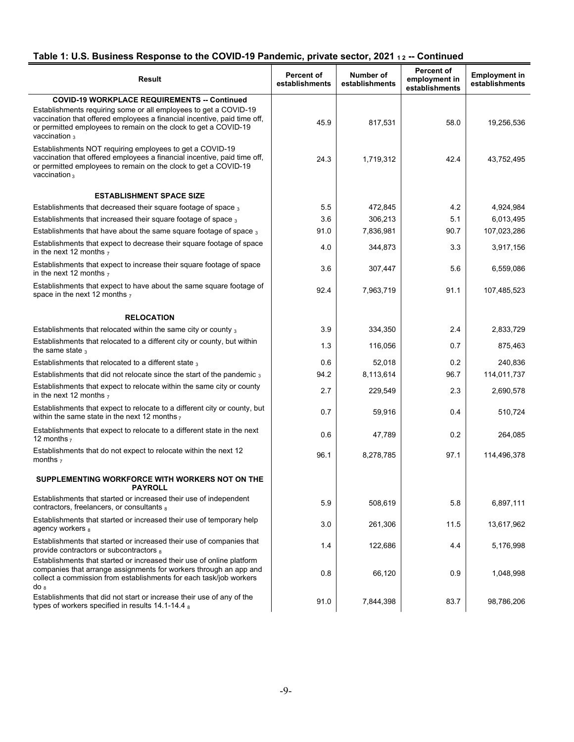## Table 1: U.S. Business Response to the COVID-19 Pandemic, private sector, 2021 [1 2] -- Continued

| Result | Percent of establishments | Number of establishments | Percent of employment in establishments | Employment in establishments |
|---|---|---|---|---|
| **COVID-19 WORKPLACE REQUIREMENTS -- Continued** | | | | |
| Establishments requiring some or all employees to get a COVID-19 vaccination that offered employees a financial incentive, paid time off, or permitted employees to remain on the clock to get a COVID-19 vaccination [3] | 45.9 | 817,531 | 58.0 | 19,256,536 |
| Establishments NOT requiring employees to get a COVID-19 vaccination that offered employees a financial incentive, paid time off, or permitted employees to remain on the clock to get a COVID-19 vaccination [3] | 24.3 | 1,719,312 | 42.4 | 43,752,495 |
| **ESTABLISHMENT SPACE SIZE** | | | | |
| Establishments that decreased their square footage of space [3] | 5.5 | 472,845 | 4.2 | 4,924,984 |
| Establishments that increased their square footage of space [3] | 3.6 | 306,213 | 5.1 | 6,013,495 |
| Establishments that have about the same square footage of space [3] | 91.0 | 7,836,981 | 90.7 | 107,023,286 |
| Establishments that expect to decrease their square footage of space in the next 12 months [7] | 4.0 | 344,873 | 3.3 | 3,917,156 |
| Establishments that expect to increase their square footage of space in the next 12 months [7] | 3.6 | 307,447 | 5.6 | 6,559,086 |
| Establishments that expect to have about the same square footage of space in the next 12 months [7] | 92.4 | 7,963,719 | 91.1 | 107,485,523 |
| **RELOCATION** | | | | |
| Establishments that relocated within the same city or county [3] | 3.9 | 334,350 | 2.4 | 2,833,729 |
| Establishments that relocated to a different city or county, but within the same state [3] | 1.3 | 116,056 | 0.7 | 875,463 |
| Establishments that relocated to a different state [3] | 0.6 | 52,018 | 0.2 | 240,836 |
| Establishments that did not relocate since the start of the pandemic [3] | 94.2 | 8,113,614 | 96.7 | 114,011,737 |
| Establishments that expect to relocate within the same city or county in the next 12 months [7] | 2.7 | 229,549 | 2.3 | 2,690,578 |
| Establishments that expect to relocate to a different city or county, but within the same state in the next 12 months [7] | 0.7 | 59,916 | 0.4 | 510,724 |
| Establishments that expect to relocate to a different state in the next 12 months [7] | 0.6 | 47,789 | 0.2 | 264,085 |
| Establishments that do not expect to relocate within the next 12 months [7] | 96.1 | 8,278,785 | 97.1 | 114,496,378 |
| **SUPPLEMENTING WORKFORCE WITH WORKERS NOT ON THE PAYROLL** | | | | |
| Establishments that started or increased their use of independent contractors, freelancers, or consultants [8] | 5.9 | 508,619 | 5.8 | 6,897,111 |
| Establishments that started or increased their use of temporary help agency workers [8] | 3.0 | 261,306 | 11.5 | 13,617,962 |
| Establishments that started or increased their use of companies that provide contractors or subcontractors [8] | 1.4 | 122,686 | 4.4 | 5,176,998 |
| Establishments that started or increased their use of online platform companies that arrange assignments for workers through an app and collect a commission from establishments for each task/job workers do [8] | 0.8 | 66,120 | 0.9 | 1,048,998 |
| Establishments that did not start or increase their use of any of the types of workers specified in results 14.1-14.4 [8] | 91.0 | 7,844,398 | 83.7 | 98,786,206 |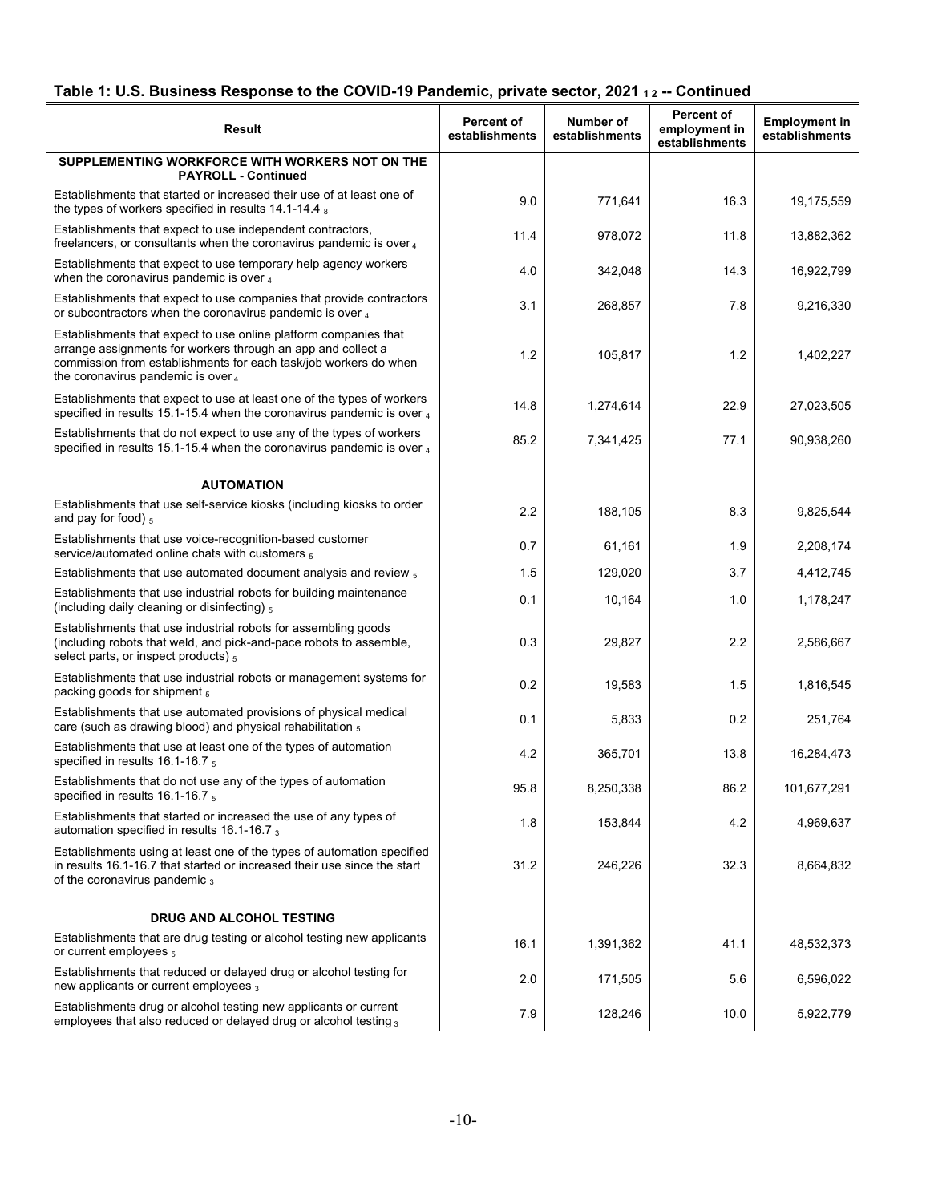## Table 1: U.S. Business Response to the COVID-19 Pandemic, private sector, 2021 [1] [2] -- Continued

| Result | Percent of establishments | Number of establishments | Percent of employment in establishments | Employment in establishments |
|---|---|---|---|---|
| **SUPPLEMENTING WORKFORCE WITH WORKERS NOT ON THE PAYROLL - Continued** | | | | |
| Establishments that started or increased their use of at least one of the types of workers specified in results 14.1-14.4 [8] | 9.0 | 771,641 | 16.3 | 19,175,559 |
| Establishments that expect to use independent contractors, freelancers, or consultants when the coronavirus pandemic is over [4] | 11.4 | 978,072 | 11.8 | 13,882,362 |
| Establishments that expect to use temporary help agency workers when the coronavirus pandemic is over [4] | 4.0 | 342,048 | 14.3 | 16,922,799 |
| Establishments that expect to use companies that provide contractors or subcontractors when the coronavirus pandemic is over [4] | 3.1 | 268,857 | 7.8 | 9,216,330 |
| Establishments that expect to use online platform companies that arrange assignments for workers through an app and collect a commission from establishments for each task/job workers do when the coronavirus pandemic is over [4] | 1.2 | 105,817 | 1.2 | 1,402,227 |
| Establishments that expect to use at least one of the types of workers specified in results 15.1-15.4 when the coronavirus pandemic is over [4] | 14.8 | 1,274,614 | 22.9 | 27,023,505 |
| Establishments that do not expect to use any of the types of workers specified in results 15.1-15.4 when the coronavirus pandemic is over [4] | 85.2 | 7,341,425 | 77.1 | 90,938,260 |
| **AUTOMATION** | | | | |
| Establishments that use self-service kiosks (including kiosks to order and pay for food) [5] | 2.2 | 188,105 | 8.3 | 9,825,544 |
| Establishments that use voice-recognition-based customer service/automated online chats with customers [5] | 0.7 | 61,161 | 1.9 | 2,208,174 |
| Establishments that use automated document analysis and review [5] | 1.5 | 129,020 | 3.7 | 4,412,745 |
| Establishments that use industrial robots for building maintenance (including daily cleaning or disinfecting) [5] | 0.1 | 10,164 | 1.0 | 1,178,247 |
| Establishments that use industrial robots for assembling goods (including robots that weld, and pick-and-pace robots to assemble, select parts, or inspect products) [5] | 0.3 | 29,827 | 2.2 | 2,586,667 |
| Establishments that use industrial robots or management systems for packing goods for shipment [5] | 0.2 | 19,583 | 1.5 | 1,816,545 |
| Establishments that use automated provisions of physical medical care (such as drawing blood) and physical rehabilitation [5] | 0.1 | 5,833 | 0.2 | 251,764 |
| Establishments that use at least one of the types of automation specified in results 16.1-16.7 [5] | 4.2 | 365,701 | 13.8 | 16,284,473 |
| Establishments that do not use any of the types of automation specified in results 16.1-16.7 [5] | 95.8 | 8,250,338 | 86.2 | 101,677,291 |
| Establishments that started or increased the use of any types of automation specified in results 16.1-16.7 [3] | 1.8 | 153,844 | 4.2 | 4,969,637 |
| Establishments using at least one of the types of automation specified in results 16.1-16.7 that started or increased their use since the start of the coronavirus pandemic [3] | 31.2 | 246,226 | 32.3 | 8,664,832 |
| **DRUG AND ALCOHOL TESTING** | | | | |
| Establishments that are drug testing or alcohol testing new applicants or current employees [5] | 16.1 | 1,391,362 | 41.1 | 48,532,373 |
| Establishments that reduced or delayed drug or alcohol testing for new applicants or current employees [3] | 2.0 | 171,505 | 5.6 | 6,596,022 |
| Establishments drug or alcohol testing new applicants or current employees that also reduced or delayed drug or alcohol testing [3] | 7.9 | 128,246 | 10.0 | 5,922,779 |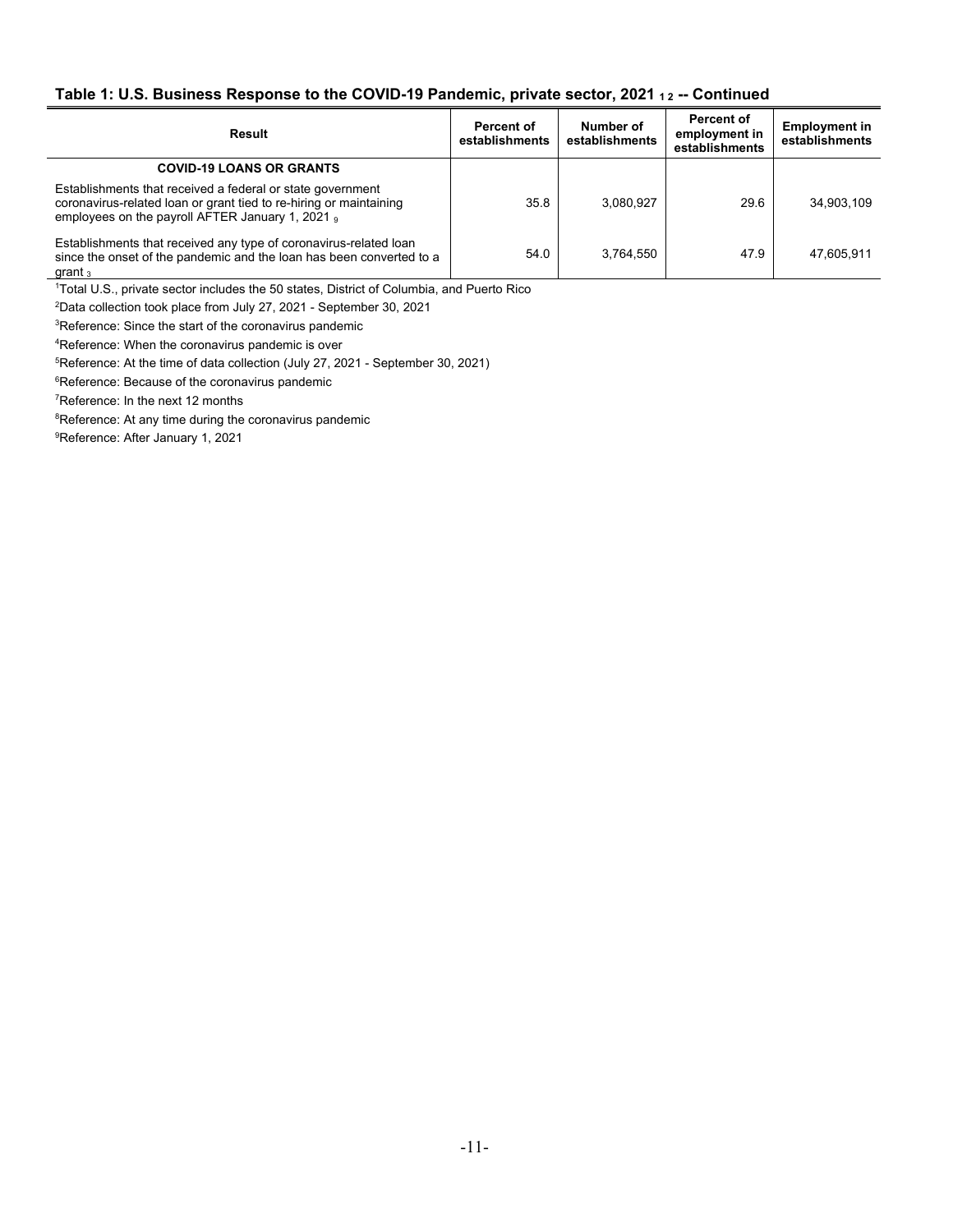### Table 1: U.S. Business Response to the COVID-19 Pandemic, private sector, 2021 [1 2] -- Continued

| Result | Percent of establishments | Number of establishments | Percent of employment in establishments | Employment in establishments |
|---|---|---|---|---|
| **COVID-19 LOANS OR GRANTS** | | | | |
| Establishments that received a federal or state government coronavirus-related loan or grant tied to re-hiring or maintaining employees on the payroll AFTER January 1, 2021 [9] | 35.8 | 3,080,927 | 29.6 | 34,903,109 |
| Establishments that received any type of coronavirus-related loan since the onset of the pandemic and the loan has been converted to a grant [3] | 54.0 | 3,764,550 | 47.9 | 47,605,911 |

[1]Total U.S., private sector includes the 50 states, District of Columbia, and Puerto Rico

[2]Data collection took place from July 27, 2021 - September 30, 2021

[3]Reference: Since the start of the coronavirus pandemic

[4]Reference: When the coronavirus pandemic is over

[5]Reference: At the time of data collection (July 27, 2021 - September 30, 2021)

[6]Reference: Because of the coronavirus pandemic

[7]Reference: In the next 12 months

[8]Reference: At any time during the coronavirus pandemic

[9]Reference: After January 1, 2021